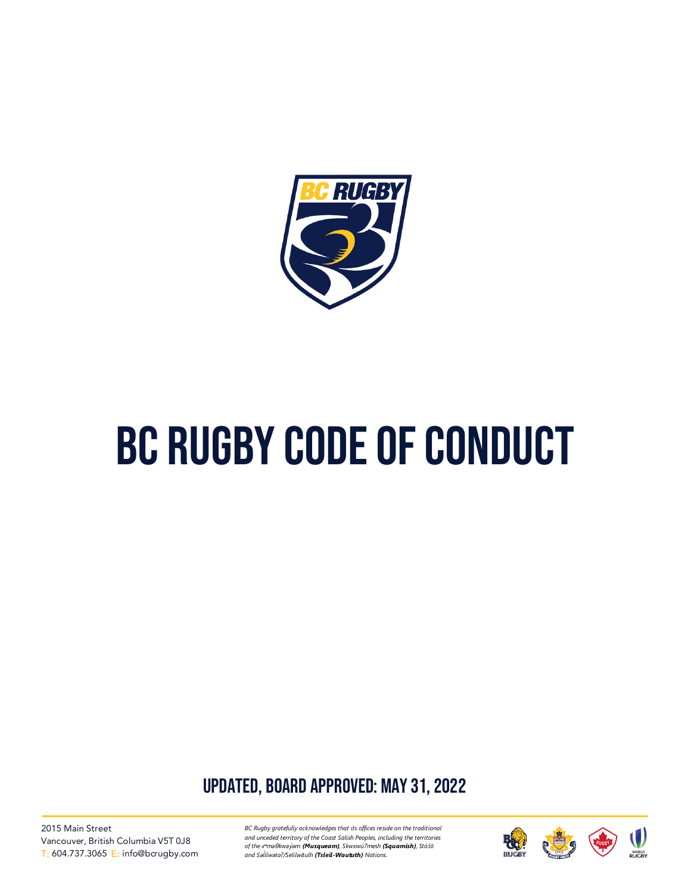# BC RUGBY CODE OF CONDUCT

## UPDATED, BOARD APPROVED: MAY 31, 2022

2015 Main Street
Vancouver, British Columbia V5T 0J8
T: 604.737.3065 E: info@bcrugby.com

*BC Rugby gratefully acknowledges that its offices reside on the traditional and unceded territory of the Coast Salish Peoples, including the territories of the xʷməθkwəy̓əm **(Musqueam)**, Skwxwú7mesh **(Squamish)**, Stó:lō and Səl̓ílwətaʔ/Selilwitulh **(Tsleil-Waututh)** Nations.*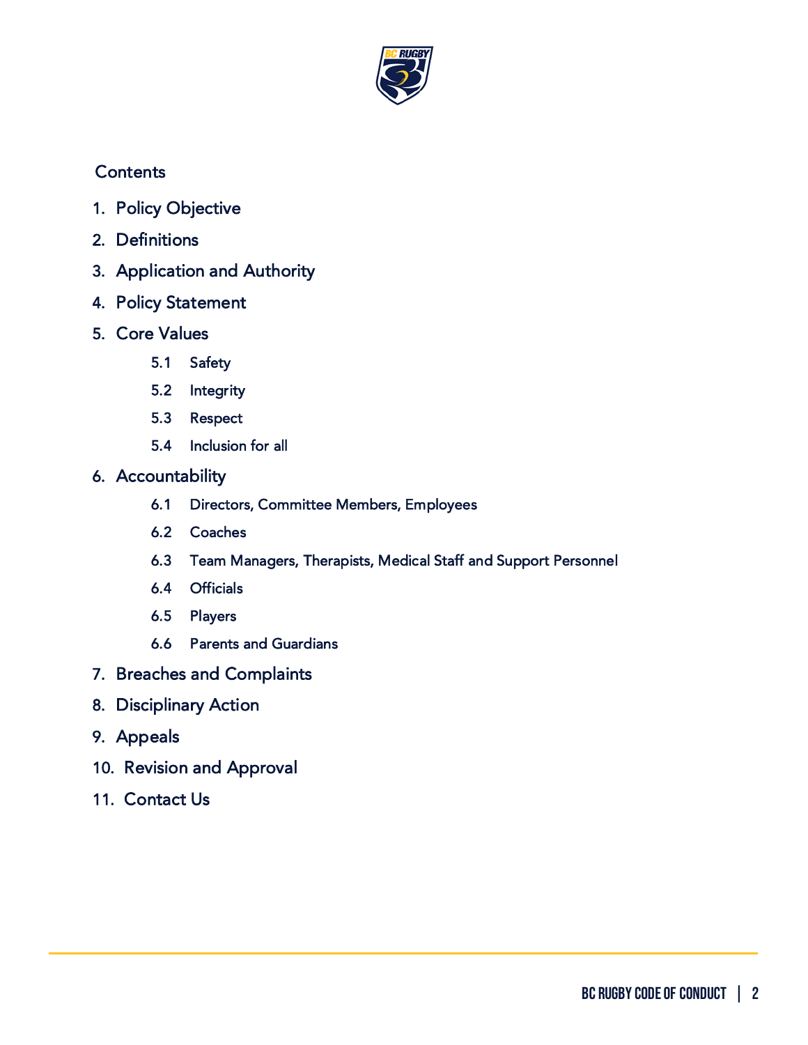## Contents

1. Policy Objective
2. Definitions
3. Application and Authority
4. Policy Statement
5. Core Values
    - 5.1 Safety
    - 5.2 Integrity
    - 5.3 Respect
    - 5.4 Inclusion for all
6. Accountability
    - 6.1 Directors, Committee Members, Employees
    - 6.2 Coaches
    - 6.3 Team Managers, Therapists, Medical Staff and Support Personnel
    - 6.4 Officials
    - 6.5 Players
    - 6.6 Parents and Guardians
7. Breaches and Complaints
8. Disciplinary Action
9. Appeals
10. Revision and Approval
11. Contact Us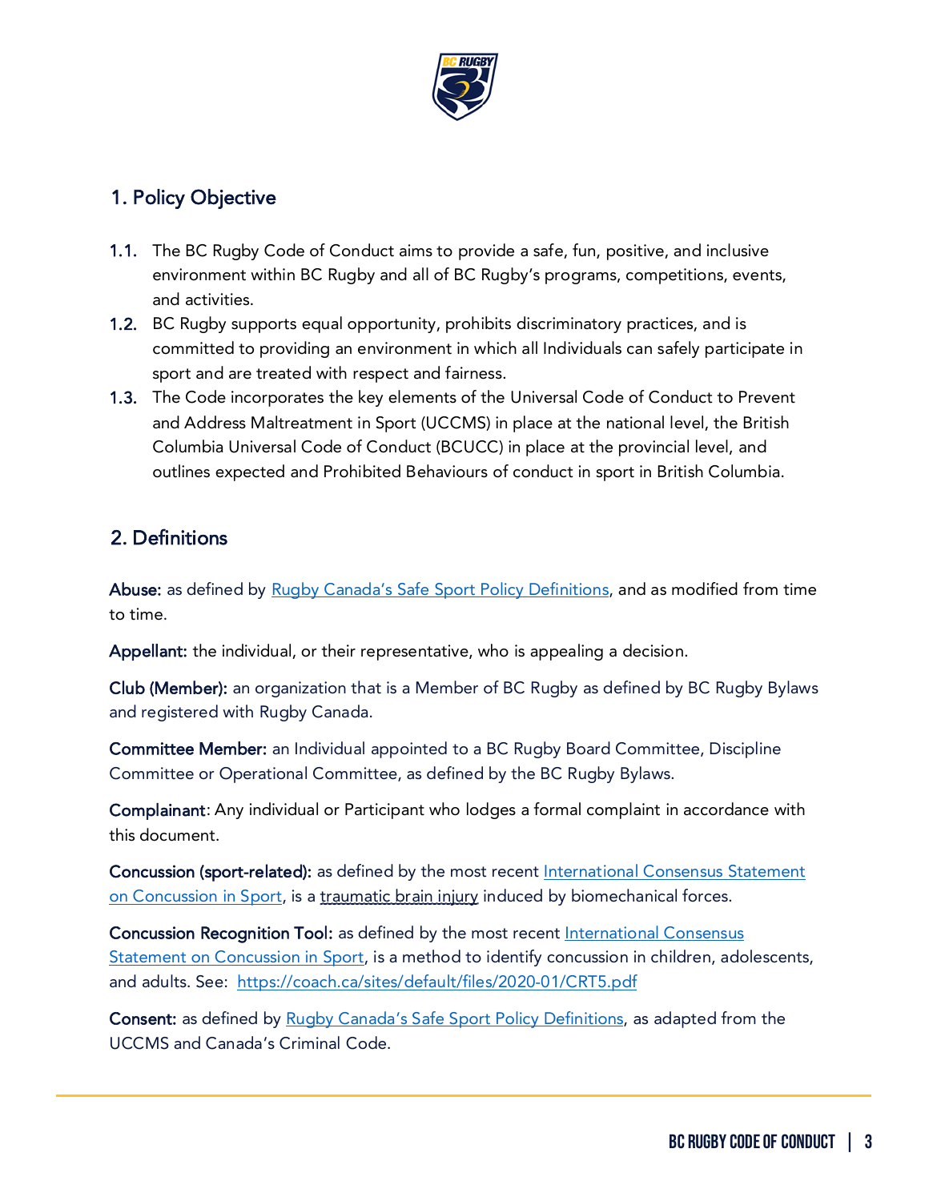## 1. Policy Objective

1.1. The BC Rugby Code of Conduct aims to provide a safe, fun, positive, and inclusive environment within BC Rugby and all of BC Rugby's programs, competitions, events, and activities.

1.2. BC Rugby supports equal opportunity, prohibits discriminatory practices, and is committed to providing an environment in which all Individuals can safely participate in sport and are treated with respect and fairness.

1.3. The Code incorporates the key elements of the Universal Code of Conduct to Prevent and Address Maltreatment in Sport (UCCMS) in place at the national level, the British Columbia Universal Code of Conduct (BCUCC) in place at the provincial level, and outlines expected and Prohibited Behaviours of conduct in sport in British Columbia.

## 2. Definitions

**Abuse:** as defined by Rugby Canada's Safe Sport Policy Definitions, and as modified from time to time.

**Appellant:** the individual, or their representative, who is appealing a decision.

**Club (Member):** an organization that is a Member of BC Rugby as defined by BC Rugby Bylaws and registered with Rugby Canada.

**Committee Member:** an Individual appointed to a BC Rugby Board Committee, Discipline Committee or Operational Committee, as defined by the BC Rugby Bylaws.

**Complainant**: Any individual or Participant who lodges a formal complaint in accordance with this document.

**Concussion (sport-related):** as defined by the most recent International Consensus Statement on Concussion in Sport, is a traumatic brain injury induced by biomechanical forces.

**Concussion Recognition Tool:** as defined by the most recent International Consensus Statement on Concussion in Sport, is a method to identify concussion in children, adolescents, and adults. See: https://coach.ca/sites/default/files/2020-01/CRT5.pdf

**Consent:** as defined by Rugby Canada's Safe Sport Policy Definitions, as adapted from the UCCMS and Canada's Criminal Code.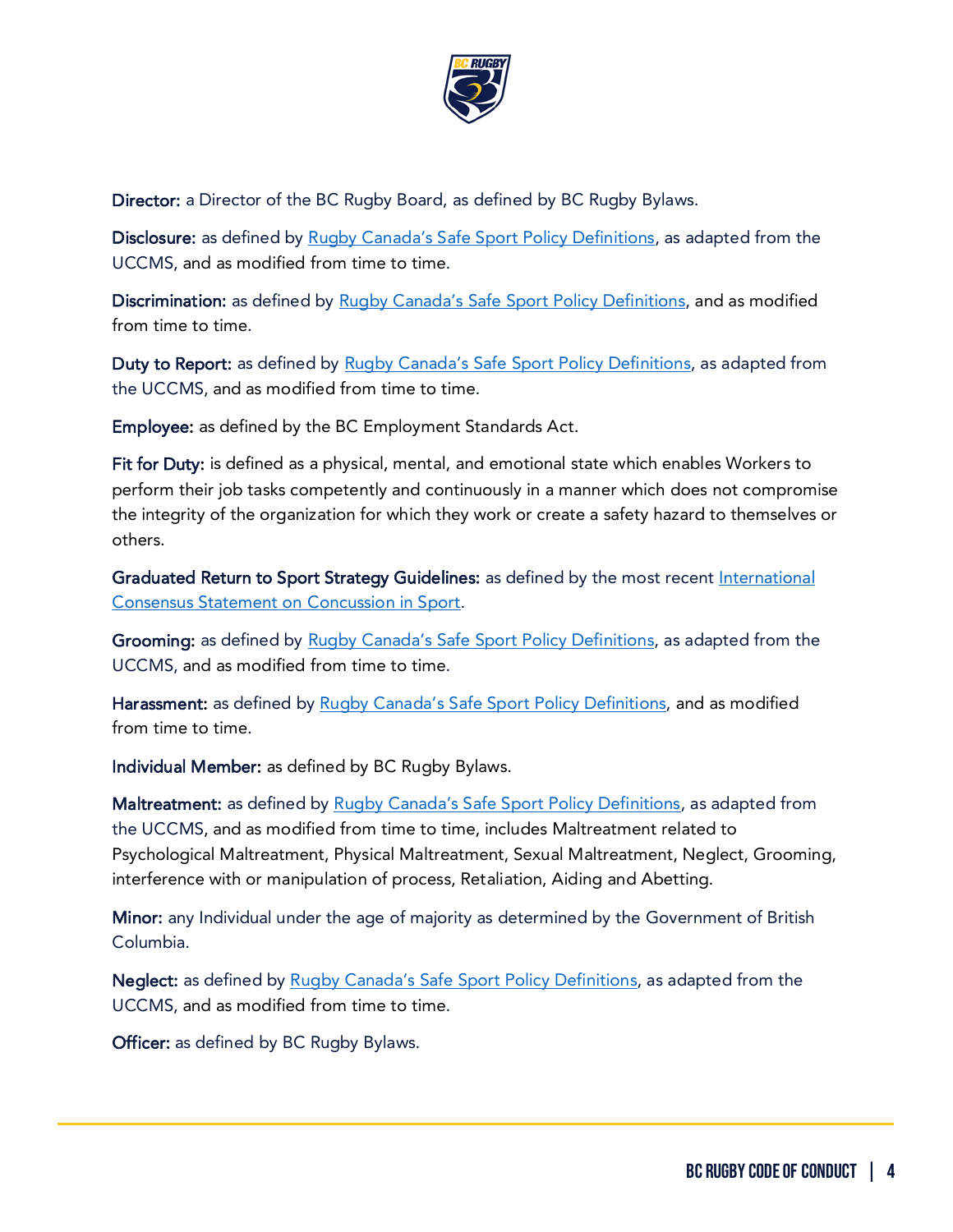**Director:** a Director of the BC Rugby Board, as defined by BC Rugby Bylaws.

**Disclosure:** as defined by Rugby Canada's Safe Sport Policy Definitions, as adapted from the UCCMS, and as modified from time to time.

**Discrimination:** as defined by Rugby Canada's Safe Sport Policy Definitions, and as modified from time to time.

**Duty to Report:** as defined by Rugby Canada's Safe Sport Policy Definitions, as adapted from the UCCMS, and as modified from time to time.

**Employee:** as defined by the BC Employment Standards Act.

**Fit for Duty:** is defined as a physical, mental, and emotional state which enables Workers to perform their job tasks competently and continuously in a manner which does not compromise the integrity of the organization for which they work or create a safety hazard to themselves or others.

**Graduated Return to Sport Strategy Guidelines:** as defined by the most recent International Consensus Statement on Concussion in Sport.

**Grooming:** as defined by Rugby Canada's Safe Sport Policy Definitions, as adapted from the UCCMS, and as modified from time to time.

**Harassment:** as defined by Rugby Canada's Safe Sport Policy Definitions, and as modified from time to time.

**Individual Member:** as defined by BC Rugby Bylaws.

**Maltreatment:** as defined by Rugby Canada's Safe Sport Policy Definitions, as adapted from the UCCMS, and as modified from time to time, includes Maltreatment related to Psychological Maltreatment, Physical Maltreatment, Sexual Maltreatment, Neglect, Grooming, interference with or manipulation of process, Retaliation, Aiding and Abetting.

**Minor:** any Individual under the age of majority as determined by the Government of British Columbia.

**Neglect:** as defined by Rugby Canada's Safe Sport Policy Definitions, as adapted from the UCCMS, and as modified from time to time.

**Officer:** as defined by BC Rugby Bylaws.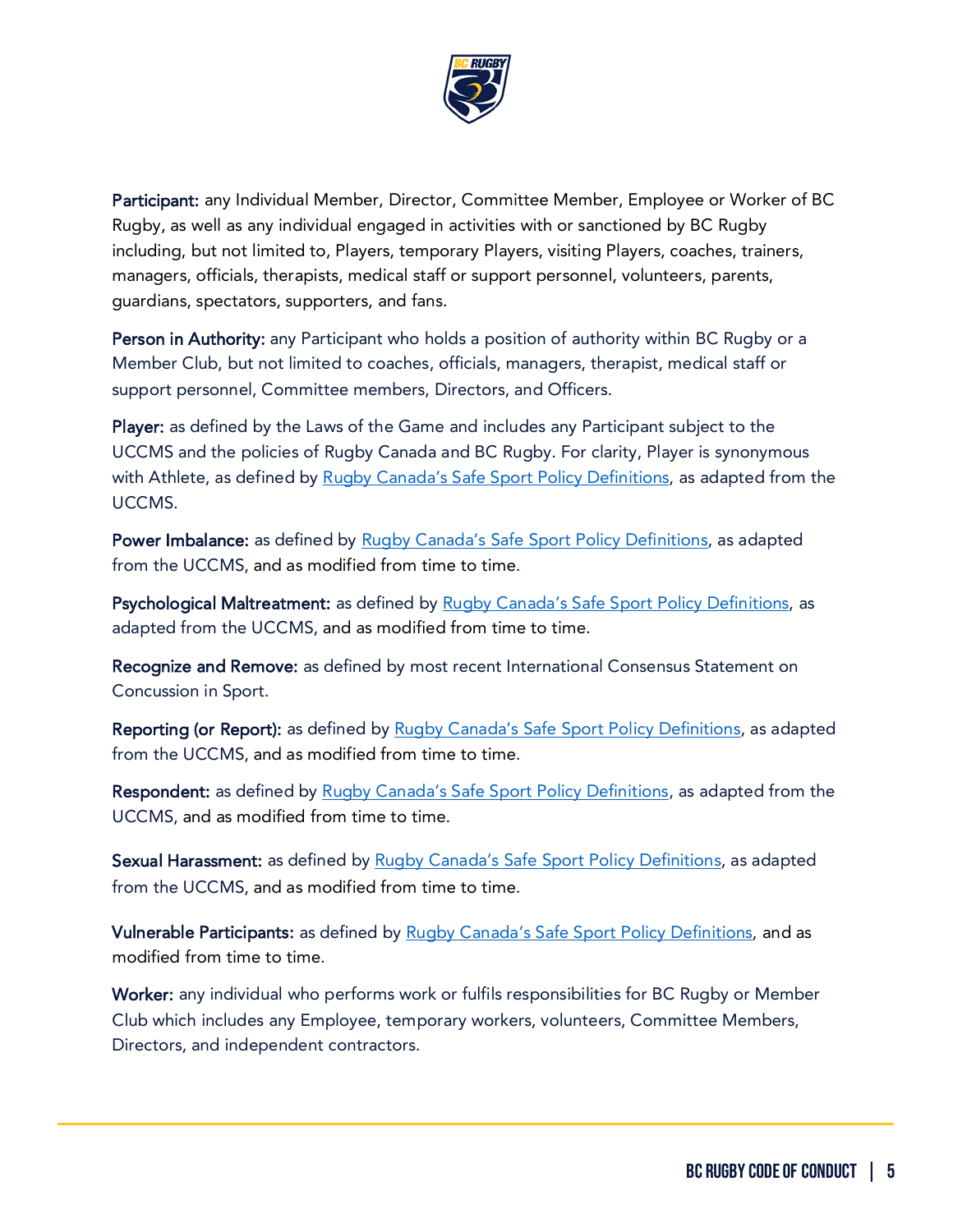**Participant:** any Individual Member, Director, Committee Member, Employee or Worker of BC Rugby, as well as any individual engaged in activities with or sanctioned by BC Rugby including, but not limited to, Players, temporary Players, visiting Players, coaches, trainers, managers, officials, therapists, medical staff or support personnel, volunteers, parents, guardians, spectators, supporters, and fans.

**Person in Authority:** any Participant who holds a position of authority within BC Rugby or a Member Club, but not limited to coaches, officials, managers, therapist, medical staff or support personnel, Committee members, Directors, and Officers.

**Player:** as defined by the Laws of the Game and includes any Participant subject to the UCCMS and the policies of Rugby Canada and BC Rugby. For clarity, Player is synonymous with Athlete, as defined by Rugby Canada's Safe Sport Policy Definitions, as adapted from the UCCMS.

**Power Imbalance:** as defined by Rugby Canada's Safe Sport Policy Definitions, as adapted from the UCCMS, and as modified from time to time.

**Psychological Maltreatment:** as defined by Rugby Canada's Safe Sport Policy Definitions, as adapted from the UCCMS, and as modified from time to time.

**Recognize and Remove:** as defined by most recent International Consensus Statement on Concussion in Sport.

**Reporting (or Report):** as defined by Rugby Canada's Safe Sport Policy Definitions, as adapted from the UCCMS, and as modified from time to time.

**Respondent:** as defined by Rugby Canada's Safe Sport Policy Definitions, as adapted from the UCCMS, and as modified from time to time.

**Sexual Harassment:** as defined by Rugby Canada's Safe Sport Policy Definitions, as adapted from the UCCMS, and as modified from time to time.

**Vulnerable Participants:** as defined by Rugby Canada's Safe Sport Policy Definitions, and as modified from time to time.

**Worker:** any individual who performs work or fulfils responsibilities for BC Rugby or Member Club which includes any Employee, temporary workers, volunteers, Committee Members, Directors, and independent contractors.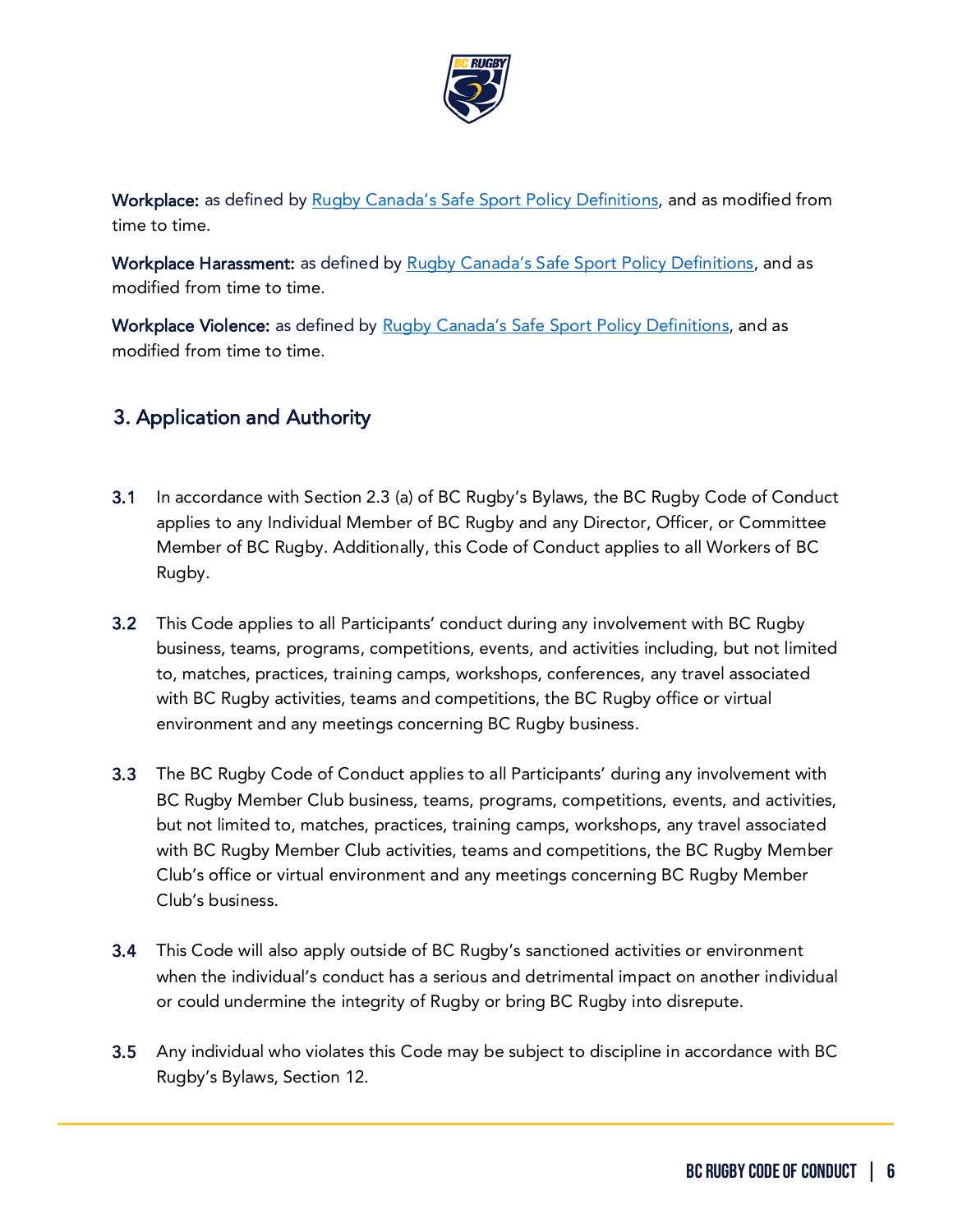**Workplace:** as defined by [Rugby Canada's Safe Sport Policy Definitions](), and as modified from time to time.

**Workplace Harassment:** as defined by [Rugby Canada's Safe Sport Policy Definitions](), and as modified from time to time.

**Workplace Violence:** as defined by [Rugby Canada's Safe Sport Policy Definitions](), and as modified from time to time.

## 3. Application and Authority

**3.1** In accordance with Section 2.3 (a) of BC Rugby's Bylaws, the BC Rugby Code of Conduct applies to any Individual Member of BC Rugby and any Director, Officer, or Committee Member of BC Rugby. Additionally, this Code of Conduct applies to all Workers of BC Rugby.

**3.2** This Code applies to all Participants' conduct during any involvement with BC Rugby business, teams, programs, competitions, events, and activities including, but not limited to, matches, practices, training camps, workshops, conferences, any travel associated with BC Rugby activities, teams and competitions, the BC Rugby office or virtual environment and any meetings concerning BC Rugby business.

**3.3** The BC Rugby Code of Conduct applies to all Participants' during any involvement with BC Rugby Member Club business, teams, programs, competitions, events, and activities, but not limited to, matches, practices, training camps, workshops, any travel associated with BC Rugby Member Club activities, teams and competitions, the BC Rugby Member Club's office or virtual environment and any meetings concerning BC Rugby Member Club's business.

**3.4** This Code will also apply outside of BC Rugby's sanctioned activities or environment when the individual's conduct has a serious and detrimental impact on another individual or could undermine the integrity of Rugby or bring BC Rugby into disrepute.

**3.5** Any individual who violates this Code may be subject to discipline in accordance with BC Rugby's Bylaws, Section 12.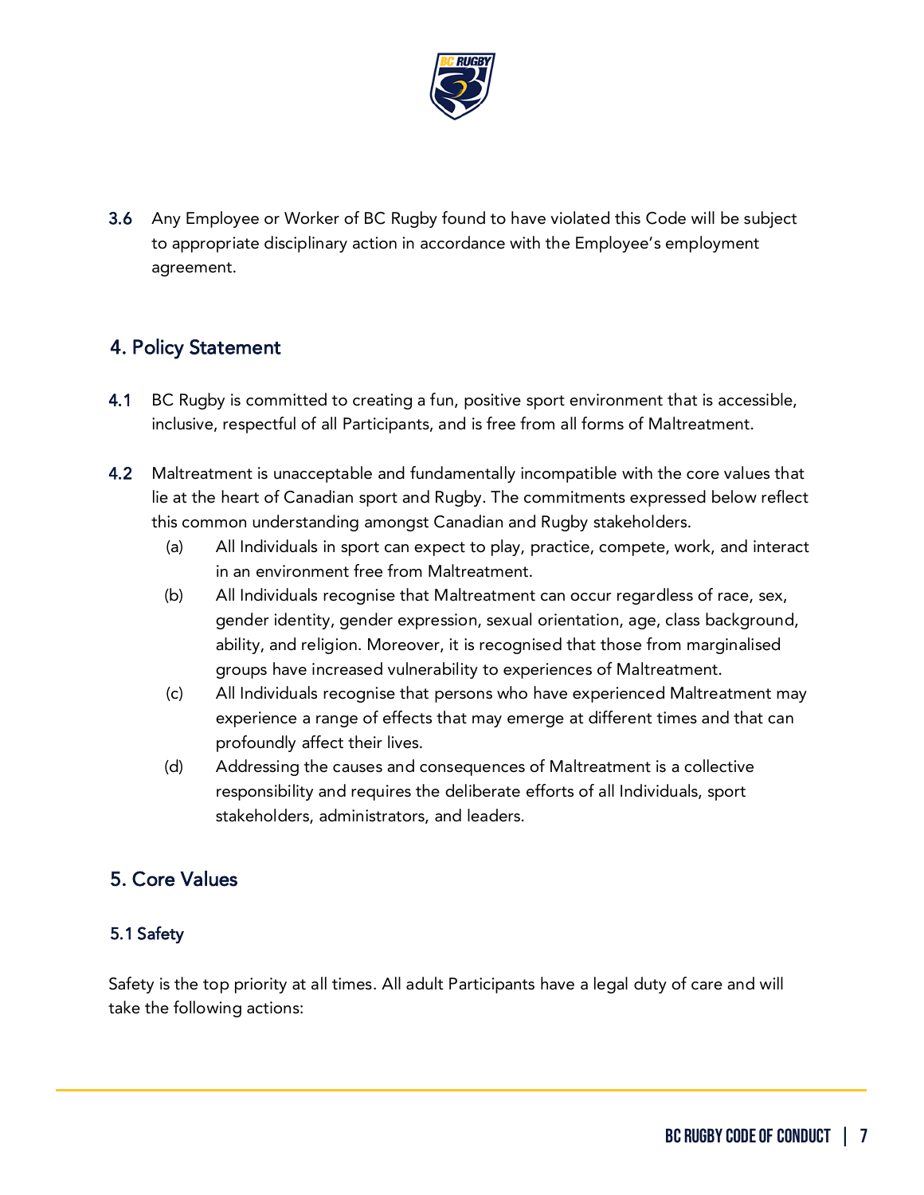**3.6** Any Employee or Worker of BC Rugby found to have violated this Code will be subject to appropriate disciplinary action in accordance with the Employee's employment agreement.

## 4. Policy Statement

**4.1** BC Rugby is committed to creating a fun, positive sport environment that is accessible, inclusive, respectful of all Participants, and is free from all forms of Maltreatment.

**4.2** Maltreatment is unacceptable and fundamentally incompatible with the core values that lie at the heart of Canadian sport and Rugby. The commitments expressed below reflect this common understanding amongst Canadian and Rugby stakeholders.

- (a) All Individuals in sport can expect to play, practice, compete, work, and interact in an environment free from Maltreatment.
- (b) All Individuals recognise that Maltreatment can occur regardless of race, sex, gender identity, gender expression, sexual orientation, age, class background, ability, and religion. Moreover, it is recognised that those from marginalised groups have increased vulnerability to experiences of Maltreatment.
- (c) All Individuals recognise that persons who have experienced Maltreatment may experience a range of effects that may emerge at different times and that can profoundly affect their lives.
- (d) Addressing the causes and consequences of Maltreatment is a collective responsibility and requires the deliberate efforts of all Individuals, sport stakeholders, administrators, and leaders.

## 5. Core Values

### 5.1 Safety

Safety is the top priority at all times. All adult Participants have a legal duty of care and will take the following actions: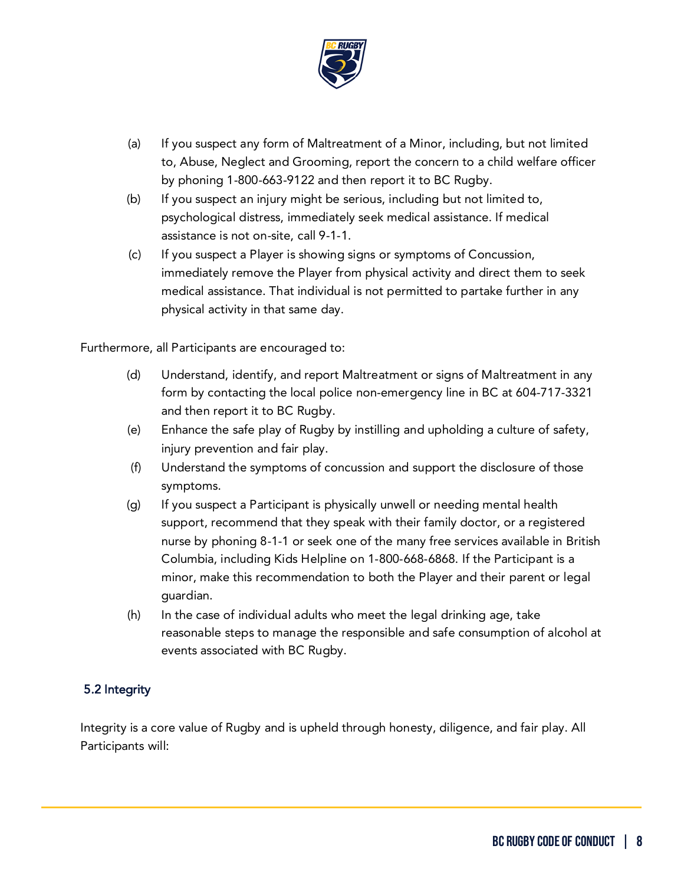(a) If you suspect any form of Maltreatment of a Minor, including, but not limited to, Abuse, Neglect and Grooming, report the concern to a child welfare officer by phoning 1-800-663-9122 and then report it to BC Rugby.

(b) If you suspect an injury might be serious, including but not limited to, psychological distress, immediately seek medical assistance. If medical assistance is not on-site, call 9-1-1.

(c) If you suspect a Player is showing signs or symptoms of Concussion, immediately remove the Player from physical activity and direct them to seek medical assistance. That individual is not permitted to partake further in any physical activity in that same day.

Furthermore, all Participants are encouraged to:

(d) Understand, identify, and report Maltreatment or signs of Maltreatment in any form by contacting the local police non-emergency line in BC at 604-717-3321 and then report it to BC Rugby.

(e) Enhance the safe play of Rugby by instilling and upholding a culture of safety, injury prevention and fair play.

(f) Understand the symptoms of concussion and support the disclosure of those symptoms.

(g) If you suspect a Participant is physically unwell or needing mental health support, recommend that they speak with their family doctor, or a registered nurse by phoning 8-1-1 or seek one of the many free services available in British Columbia, including Kids Helpline on 1-800-668-6868. If the Participant is a minor, make this recommendation to both the Player and their parent or legal guardian.

(h) In the case of individual adults who meet the legal drinking age, take reasonable steps to manage the responsible and safe consumption of alcohol at events associated with BC Rugby.

### 5.2 Integrity

Integrity is a core value of Rugby and is upheld through honesty, diligence, and fair play. All Participants will: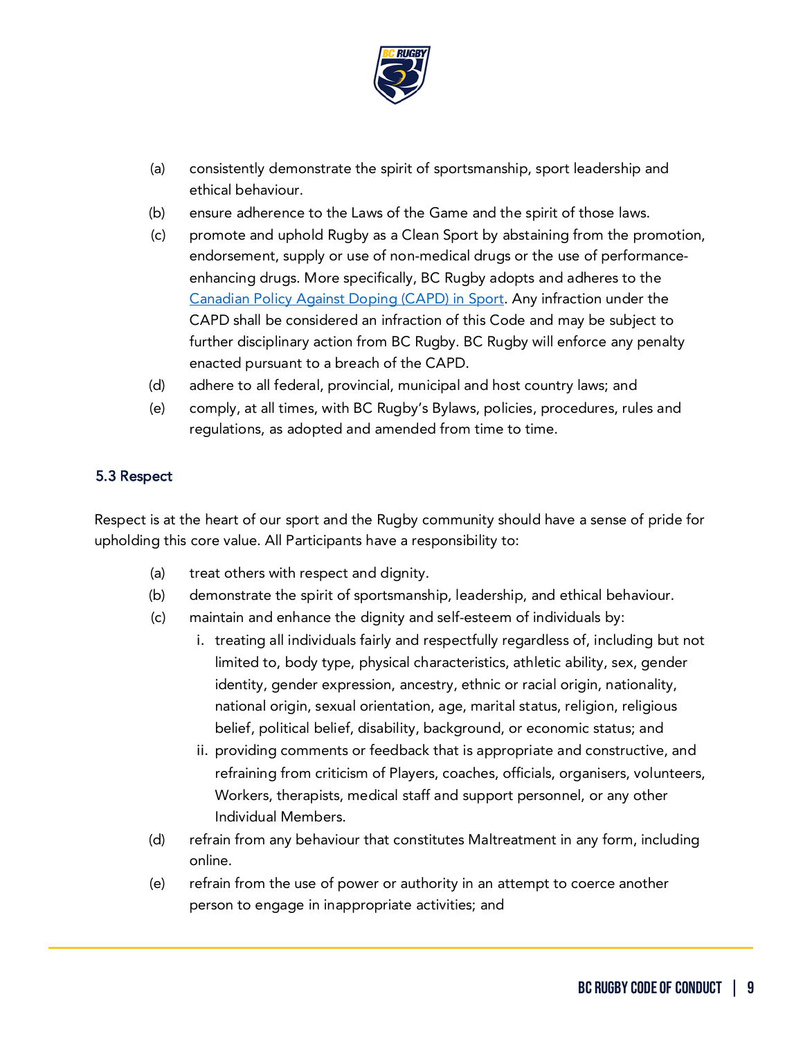(a) consistently demonstrate the spirit of sportsmanship, sport leadership and ethical behaviour.

(b) ensure adherence to the Laws of the Game and the spirit of those laws.

(c) promote and uphold Rugby as a Clean Sport by abstaining from the promotion, endorsement, supply or use of non-medical drugs or the use of performance-enhancing drugs. More specifically, BC Rugby adopts and adheres to the Canadian Policy Against Doping (CAPD) in Sport. Any infraction under the CAPD shall be considered an infraction of this Code and may be subject to further disciplinary action from BC Rugby. BC Rugby will enforce any penalty enacted pursuant to a breach of the CAPD.

(d) adhere to all federal, provincial, municipal and host country laws; and

(e) comply, at all times, with BC Rugby's Bylaws, policies, procedures, rules and regulations, as adopted and amended from time to time.

### 5.3 Respect

Respect is at the heart of our sport and the Rugby community should have a sense of pride for upholding this core value. All Participants have a responsibility to:

(a) treat others with respect and dignity.

(b) demonstrate the spirit of sportsmanship, leadership, and ethical behaviour.

(c) maintain and enhance the dignity and self-esteem of individuals by:

   i. treating all individuals fairly and respectfully regardless of, including but not limited to, body type, physical characteristics, athletic ability, sex, gender identity, gender expression, ancestry, ethnic or racial origin, nationality, national origin, sexual orientation, age, marital status, religion, religious belief, political belief, disability, background, or economic status; and

   ii. providing comments or feedback that is appropriate and constructive, and refraining from criticism of Players, coaches, officials, organisers, volunteers, Workers, therapists, medical staff and support personnel, or any other Individual Members.

(d) refrain from any behaviour that constitutes Maltreatment in any form, including online.

(e) refrain from the use of power or authority in an attempt to coerce another person to engage in inappropriate activities; and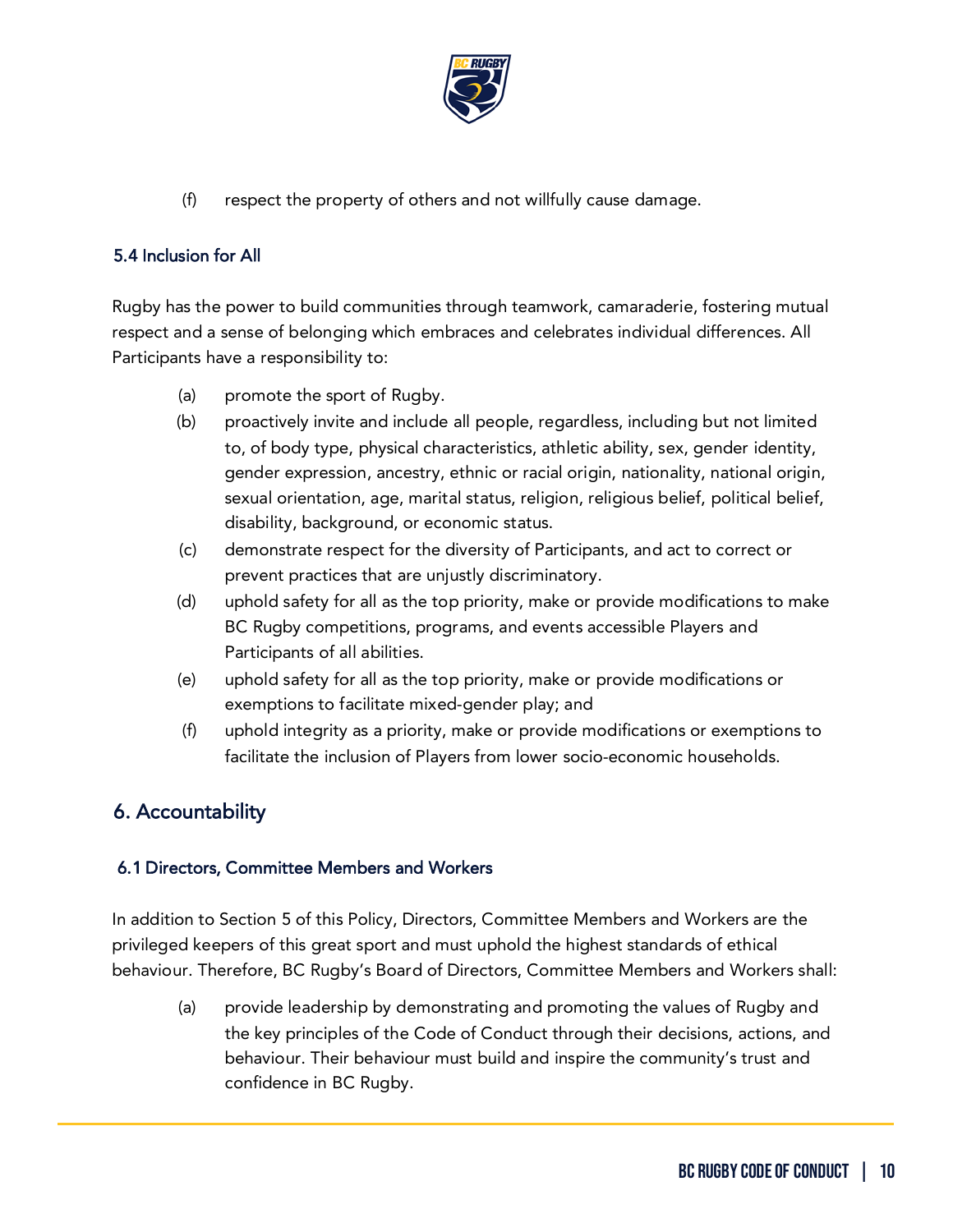(f) respect the property of others and not willfully cause damage.

### 5.4 Inclusion for All

Rugby has the power to build communities through teamwork, camaraderie, fostering mutual respect and a sense of belonging which embraces and celebrates individual differences. All Participants have a responsibility to:

- (a) promote the sport of Rugby.
- (b) proactively invite and include all people, regardless, including but not limited to, of body type, physical characteristics, athletic ability, sex, gender identity, gender expression, ancestry, ethnic or racial origin, nationality, national origin, sexual orientation, age, marital status, religion, religious belief, political belief, disability, background, or economic status.
- (c) demonstrate respect for the diversity of Participants, and act to correct or prevent practices that are unjustly discriminatory.
- (d) uphold safety for all as the top priority, make or provide modifications to make BC Rugby competitions, programs, and events accessible Players and Participants of all abilities.
- (e) uphold safety for all as the top priority, make or provide modifications or exemptions to facilitate mixed-gender play; and
- (f) uphold integrity as a priority, make or provide modifications or exemptions to facilitate the inclusion of Players from lower socio-economic households.

## 6. Accountability

### 6.1 Directors, Committee Members and Workers

In addition to Section 5 of this Policy, Directors, Committee Members and Workers are the privileged keepers of this great sport and must uphold the highest standards of ethical behaviour. Therefore, BC Rugby's Board of Directors, Committee Members and Workers shall:

- (a) provide leadership by demonstrating and promoting the values of Rugby and the key principles of the Code of Conduct through their decisions, actions, and behaviour. Their behaviour must build and inspire the community's trust and confidence in BC Rugby.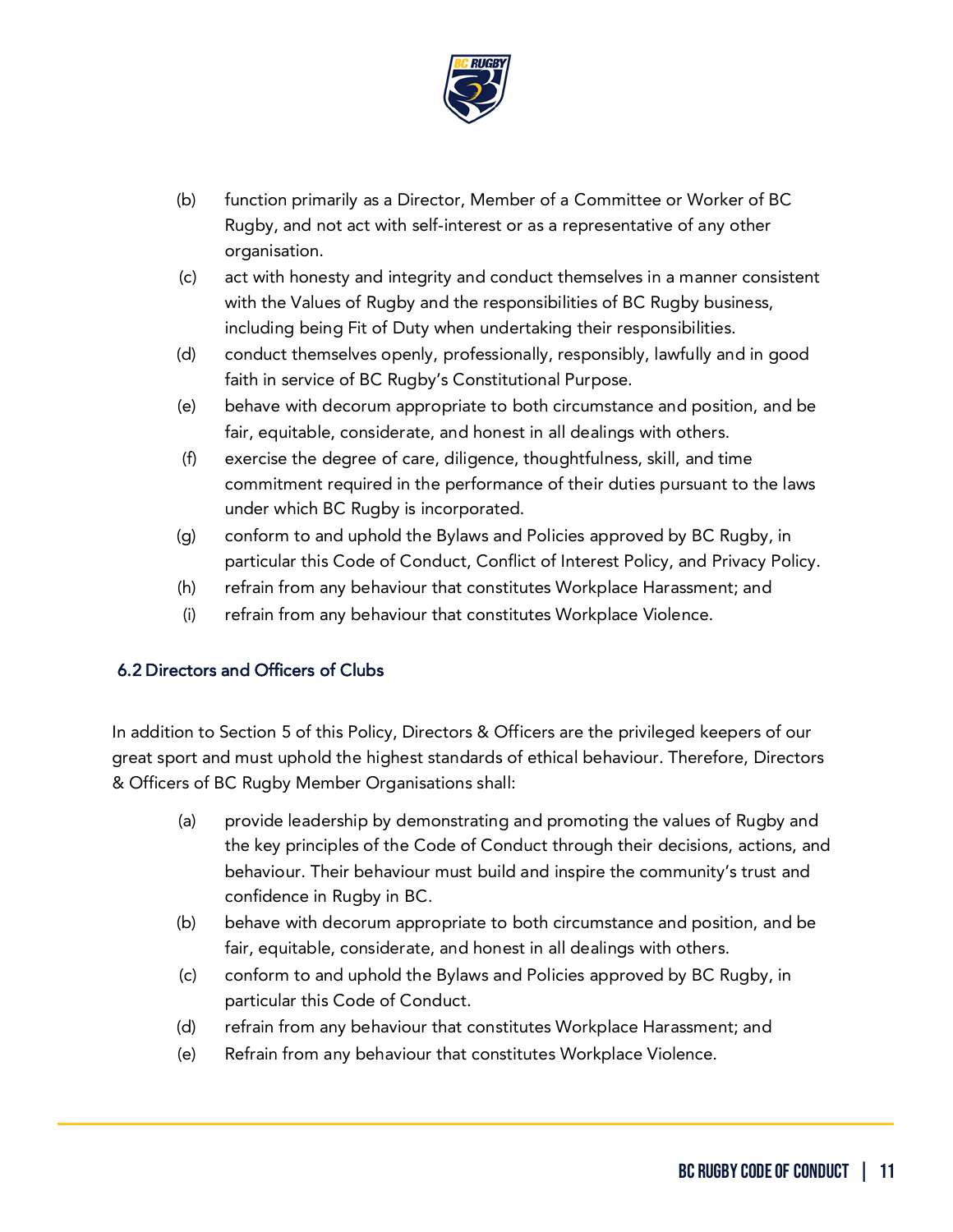(b) function primarily as a Director, Member of a Committee or Worker of BC Rugby, and not act with self-interest or as a representative of any other organisation.

(c) act with honesty and integrity and conduct themselves in a manner consistent with the Values of Rugby and the responsibilities of BC Rugby business, including being Fit of Duty when undertaking their responsibilities.

(d) conduct themselves openly, professionally, responsibly, lawfully and in good faith in service of BC Rugby's Constitutional Purpose.

(e) behave with decorum appropriate to both circumstance and position, and be fair, equitable, considerate, and honest in all dealings with others.

(f) exercise the degree of care, diligence, thoughtfulness, skill, and time commitment required in the performance of their duties pursuant to the laws under which BC Rugby is incorporated.

(g) conform to and uphold the Bylaws and Policies approved by BC Rugby, in particular this Code of Conduct, Conflict of Interest Policy, and Privacy Policy.

(h) refrain from any behaviour that constitutes Workplace Harassment; and

(i) refrain from any behaviour that constitutes Workplace Violence.

### 6.2 Directors and Officers of Clubs

In addition to Section 5 of this Policy, Directors & Officers are the privileged keepers of our great sport and must uphold the highest standards of ethical behaviour. Therefore, Directors & Officers of BC Rugby Member Organisations shall:

(a) provide leadership by demonstrating and promoting the values of Rugby and the key principles of the Code of Conduct through their decisions, actions, and behaviour. Their behaviour must build and inspire the community's trust and confidence in Rugby in BC.

(b) behave with decorum appropriate to both circumstance and position, and be fair, equitable, considerate, and honest in all dealings with others.

(c) conform to and uphold the Bylaws and Policies approved by BC Rugby, in particular this Code of Conduct.

(d) refrain from any behaviour that constitutes Workplace Harassment; and

(e) Refrain from any behaviour that constitutes Workplace Violence.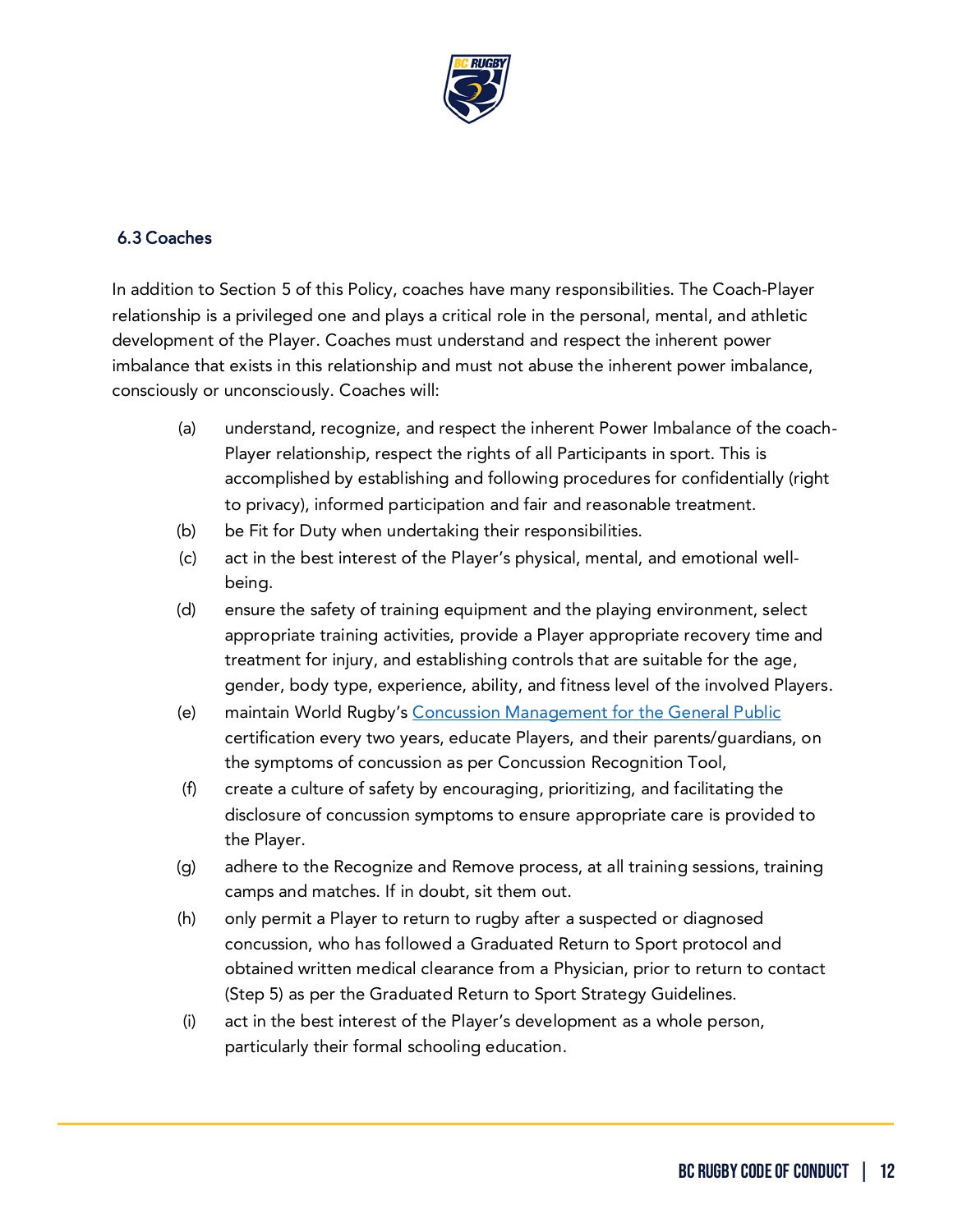### 6.3 Coaches

In addition to Section 5 of this Policy, coaches have many responsibilities. The Coach-Player relationship is a privileged one and plays a critical role in the personal, mental, and athletic development of the Player. Coaches must understand and respect the inherent power imbalance that exists in this relationship and must not abuse the inherent power imbalance, consciously or unconsciously. Coaches will:

(a) understand, recognize, and respect the inherent Power Imbalance of the coach-Player relationship, respect the rights of all Participants in sport. This is accomplished by establishing and following procedures for confidentially (right to privacy), informed participation and fair and reasonable treatment.

(b) be Fit for Duty when undertaking their responsibilities.

(c) act in the best interest of the Player's physical, mental, and emotional well-being.

(d) ensure the safety of training equipment and the playing environment, select appropriate training activities, provide a Player appropriate recovery time and treatment for injury, and establishing controls that are suitable for the age, gender, body type, experience, ability, and fitness level of the involved Players.

(e) maintain World Rugby's [Concussion Management for the General Public]() certification every two years, educate Players, and their parents/guardians, on the symptoms of concussion as per Concussion Recognition Tool,

(f) create a culture of safety by encouraging, prioritizing, and facilitating the disclosure of concussion symptoms to ensure appropriate care is provided to the Player.

(g) adhere to the Recognize and Remove process, at all training sessions, training camps and matches. If in doubt, sit them out.

(h) only permit a Player to return to rugby after a suspected or diagnosed concussion, who has followed a Graduated Return to Sport protocol and obtained written medical clearance from a Physician, prior to return to contact (Step 5) as per the Graduated Return to Sport Strategy Guidelines.

(i) act in the best interest of the Player's development as a whole person, particularly their formal schooling education.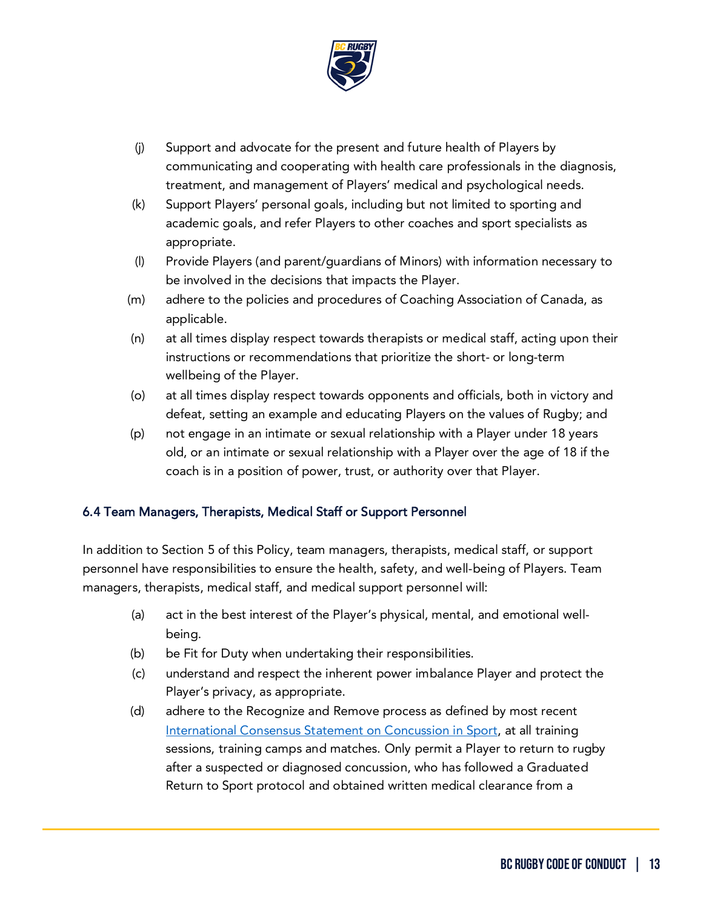(j) Support and advocate for the present and future health of Players by communicating and cooperating with health care professionals in the diagnosis, treatment, and management of Players' medical and psychological needs.

(k) Support Players' personal goals, including but not limited to sporting and academic goals, and refer Players to other coaches and sport specialists as appropriate.

(l) Provide Players (and parent/guardians of Minors) with information necessary to be involved in the decisions that impacts the Player.

(m) adhere to the policies and procedures of Coaching Association of Canada, as applicable.

(n) at all times display respect towards therapists or medical staff, acting upon their instructions or recommendations that prioritize the short- or long-term wellbeing of the Player.

(o) at all times display respect towards opponents and officials, both in victory and defeat, setting an example and educating Players on the values of Rugby; and

(p) not engage in an intimate or sexual relationship with a Player under 18 years old, or an intimate or sexual relationship with a Player over the age of 18 if the coach is in a position of power, trust, or authority over that Player.

### 6.4 Team Managers, Therapists, Medical Staff or Support Personnel

In addition to Section 5 of this Policy, team managers, therapists, medical staff, or support personnel have responsibilities to ensure the health, safety, and well-being of Players. Team managers, therapists, medical staff, and medical support personnel will:

(a) act in the best interest of the Player's physical, mental, and emotional well-being.

(b) be Fit for Duty when undertaking their responsibilities.

(c) understand and respect the inherent power imbalance Player and protect the Player's privacy, as appropriate.

(d) adhere to the Recognize and Remove process as defined by most recent International Consensus Statement on Concussion in Sport, at all training sessions, training camps and matches. Only permit a Player to return to rugby after a suspected or diagnosed concussion, who has followed a Graduated Return to Sport protocol and obtained written medical clearance from a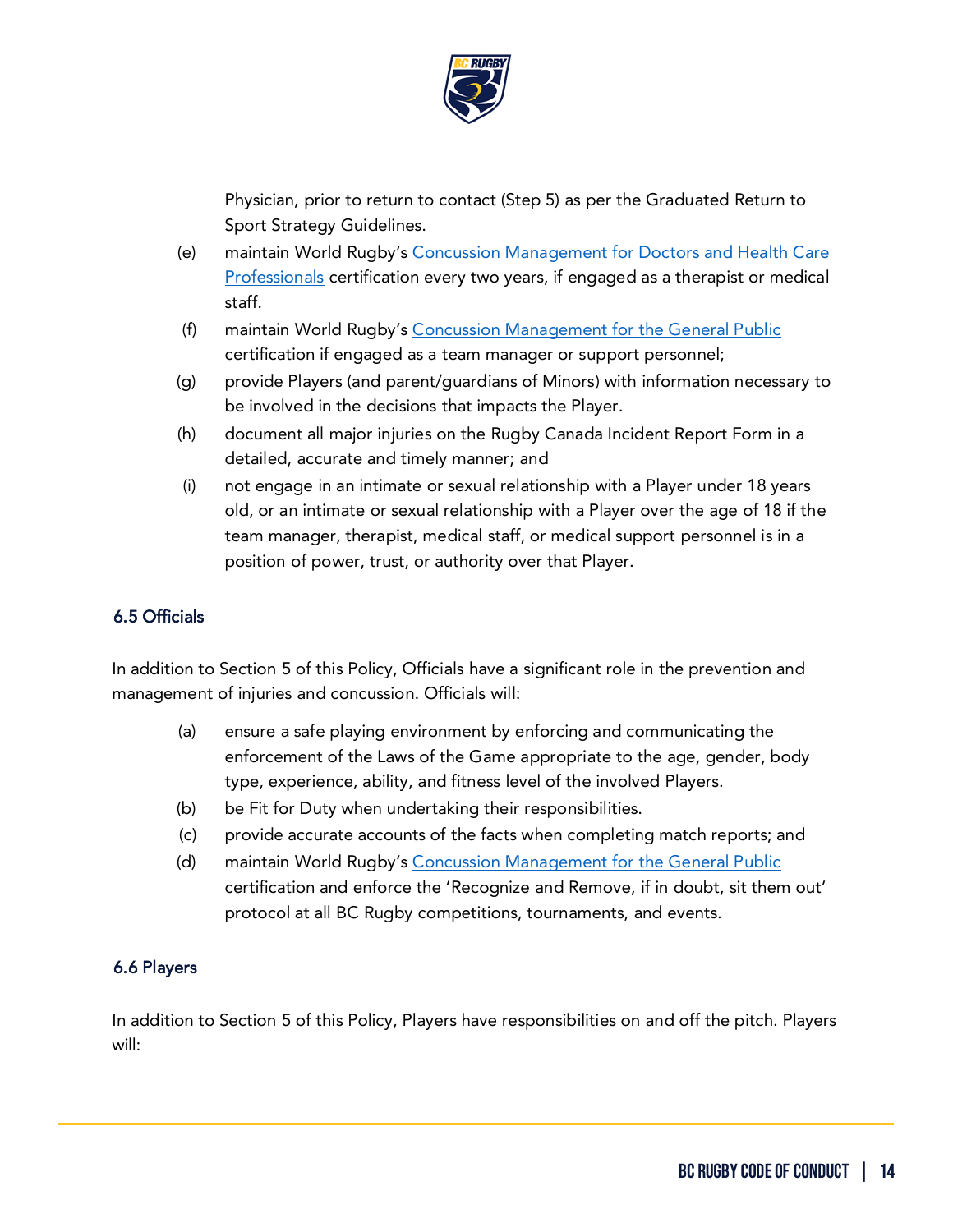Physician, prior to return to contact (Step 5) as per the Graduated Return to Sport Strategy Guidelines.

(e) maintain World Rugby's [Concussion Management for Doctors and Health Care Professionals]() certification every two years, if engaged as a therapist or medical staff.

(f) maintain World Rugby's [Concussion Management for the General Public]() certification if engaged as a team manager or support personnel;

(g) provide Players (and parent/guardians of Minors) with information necessary to be involved in the decisions that impacts the Player.

(h) document all major injuries on the Rugby Canada Incident Report Form in a detailed, accurate and timely manner; and

(i) not engage in an intimate or sexual relationship with a Player under 18 years old, or an intimate or sexual relationship with a Player over the age of 18 if the team manager, therapist, medical staff, or medical support personnel is in a position of power, trust, or authority over that Player.

### 6.5 Officials

In addition to Section 5 of this Policy, Officials have a significant role in the prevention and management of injuries and concussion. Officials will:

(a) ensure a safe playing environment by enforcing and communicating the enforcement of the Laws of the Game appropriate to the age, gender, body type, experience, ability, and fitness level of the involved Players.

(b) be Fit for Duty when undertaking their responsibilities.

(c) provide accurate accounts of the facts when completing match reports; and

(d) maintain World Rugby's [Concussion Management for the General Public]() certification and enforce the 'Recognize and Remove, if in doubt, sit them out' protocol at all BC Rugby competitions, tournaments, and events.

### 6.6 Players

In addition to Section 5 of this Policy, Players have responsibilities on and off the pitch. Players will: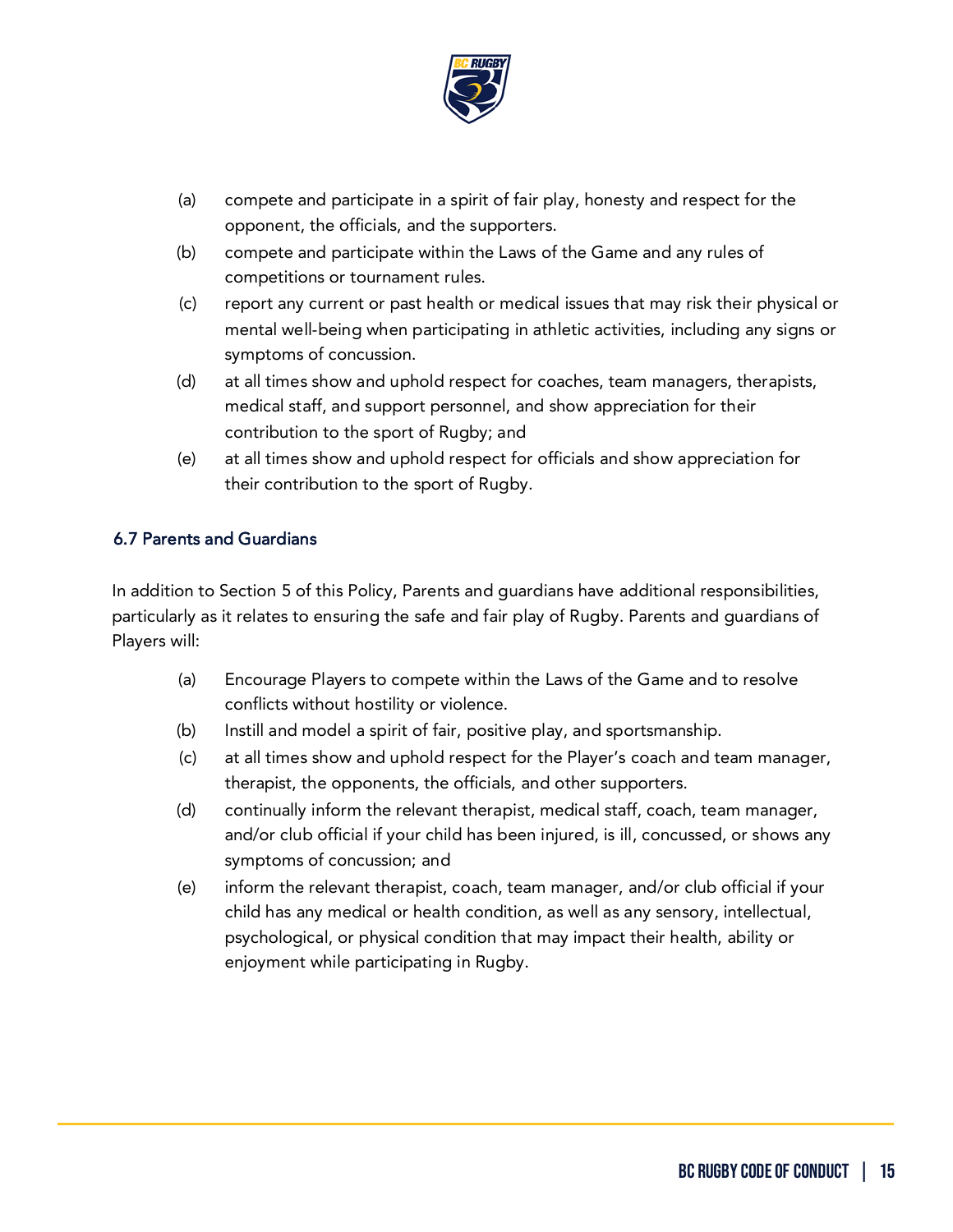(a) compete and participate in a spirit of fair play, honesty and respect for the opponent, the officials, and the supporters.

(b) compete and participate within the Laws of the Game and any rules of competitions or tournament rules.

(c) report any current or past health or medical issues that may risk their physical or mental well-being when participating in athletic activities, including any signs or symptoms of concussion.

(d) at all times show and uphold respect for coaches, team managers, therapists, medical staff, and support personnel, and show appreciation for their contribution to the sport of Rugby; and

(e) at all times show and uphold respect for officials and show appreciation for their contribution to the sport of Rugby.

### 6.7 Parents and Guardians

In addition to Section 5 of this Policy, Parents and guardians have additional responsibilities, particularly as it relates to ensuring the safe and fair play of Rugby. Parents and guardians of Players will:

(a) Encourage Players to compete within the Laws of the Game and to resolve conflicts without hostility or violence.

(b) Instill and model a spirit of fair, positive play, and sportsmanship.

(c) at all times show and uphold respect for the Player's coach and team manager, therapist, the opponents, the officials, and other supporters.

(d) continually inform the relevant therapist, medical staff, coach, team manager, and/or club official if your child has been injured, is ill, concussed, or shows any symptoms of concussion; and

(e) inform the relevant therapist, coach, team manager, and/or club official if your child has any medical or health condition, as well as any sensory, intellectual, psychological, or physical condition that may impact their health, ability or enjoyment while participating in Rugby.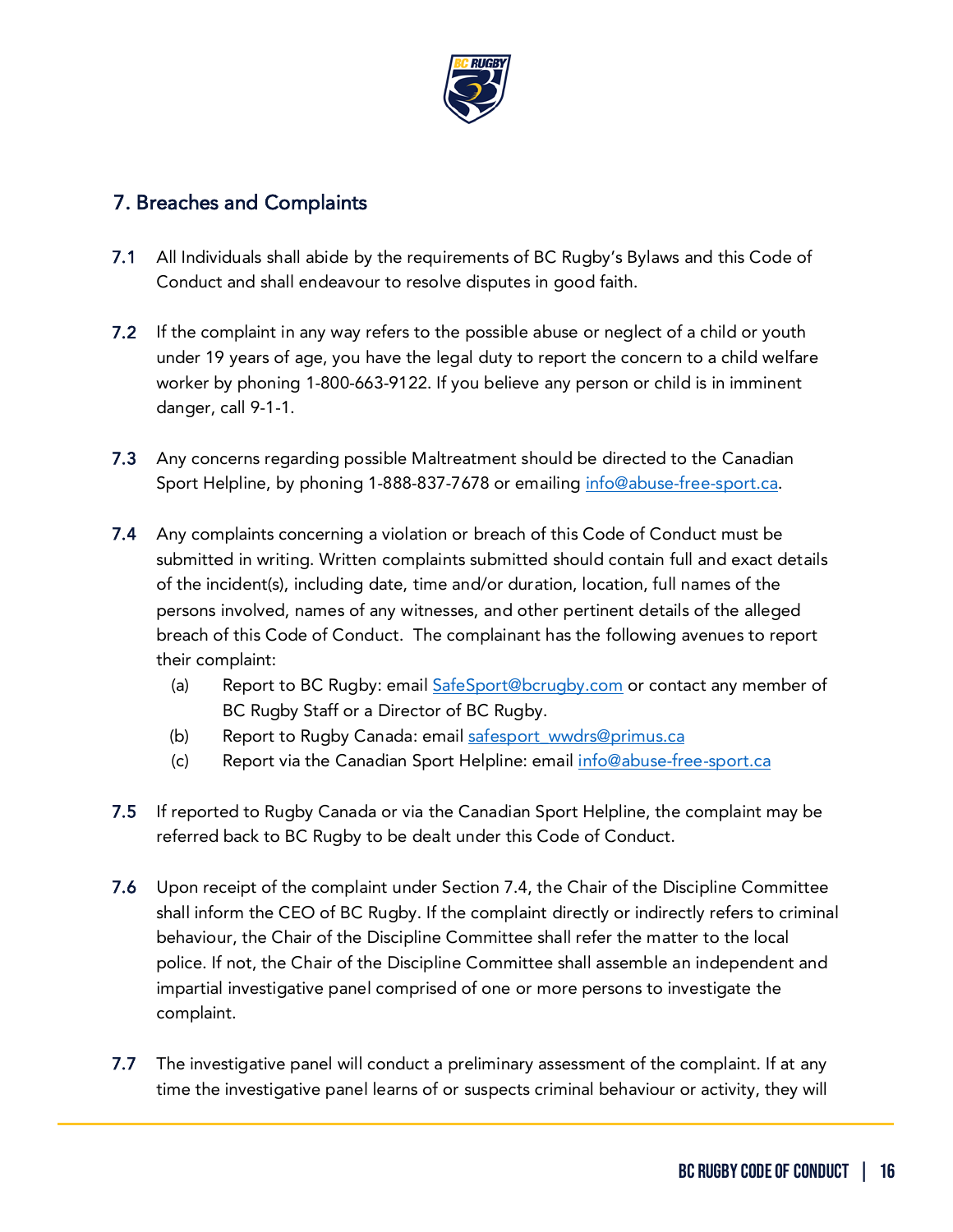## 7. Breaches and Complaints

7.1 All Individuals shall abide by the requirements of BC Rugby's Bylaws and this Code of Conduct and shall endeavour to resolve disputes in good faith.

7.2 If the complaint in any way refers to the possible abuse or neglect of a child or youth under 19 years of age, you have the legal duty to report the concern to a child welfare worker by phoning 1-800-663-9122. If you believe any person or child is in imminent danger, call 9-1-1.

7.3 Any concerns regarding possible Maltreatment should be directed to the Canadian Sport Helpline, by phoning 1-888-837-7678 or emailing info@abuse-free-sport.ca.

7.4 Any complaints concerning a violation or breach of this Code of Conduct must be submitted in writing. Written complaints submitted should contain full and exact details of the incident(s), including date, time and/or duration, location, full names of the persons involved, names of any witnesses, and other pertinent details of the alleged breach of this Code of Conduct. The complainant has the following avenues to report their complaint:

(a) Report to BC Rugby: email SafeSport@bcrugby.com or contact any member of BC Rugby Staff or a Director of BC Rugby.

(b) Report to Rugby Canada: email safesport_wwdrs@primus.ca

(c) Report via the Canadian Sport Helpline: email info@abuse-free-sport.ca

7.5 If reported to Rugby Canada or via the Canadian Sport Helpline, the complaint may be referred back to BC Rugby to be dealt under this Code of Conduct.

7.6 Upon receipt of the complaint under Section 7.4, the Chair of the Discipline Committee shall inform the CEO of BC Rugby. If the complaint directly or indirectly refers to criminal behaviour, the Chair of the Discipline Committee shall refer the matter to the local police. If not, the Chair of the Discipline Committee shall assemble an independent and impartial investigative panel comprised of one or more persons to investigate the complaint.

7.7 The investigative panel will conduct a preliminary assessment of the complaint. If at any time the investigative panel learns of or suspects criminal behaviour or activity, they will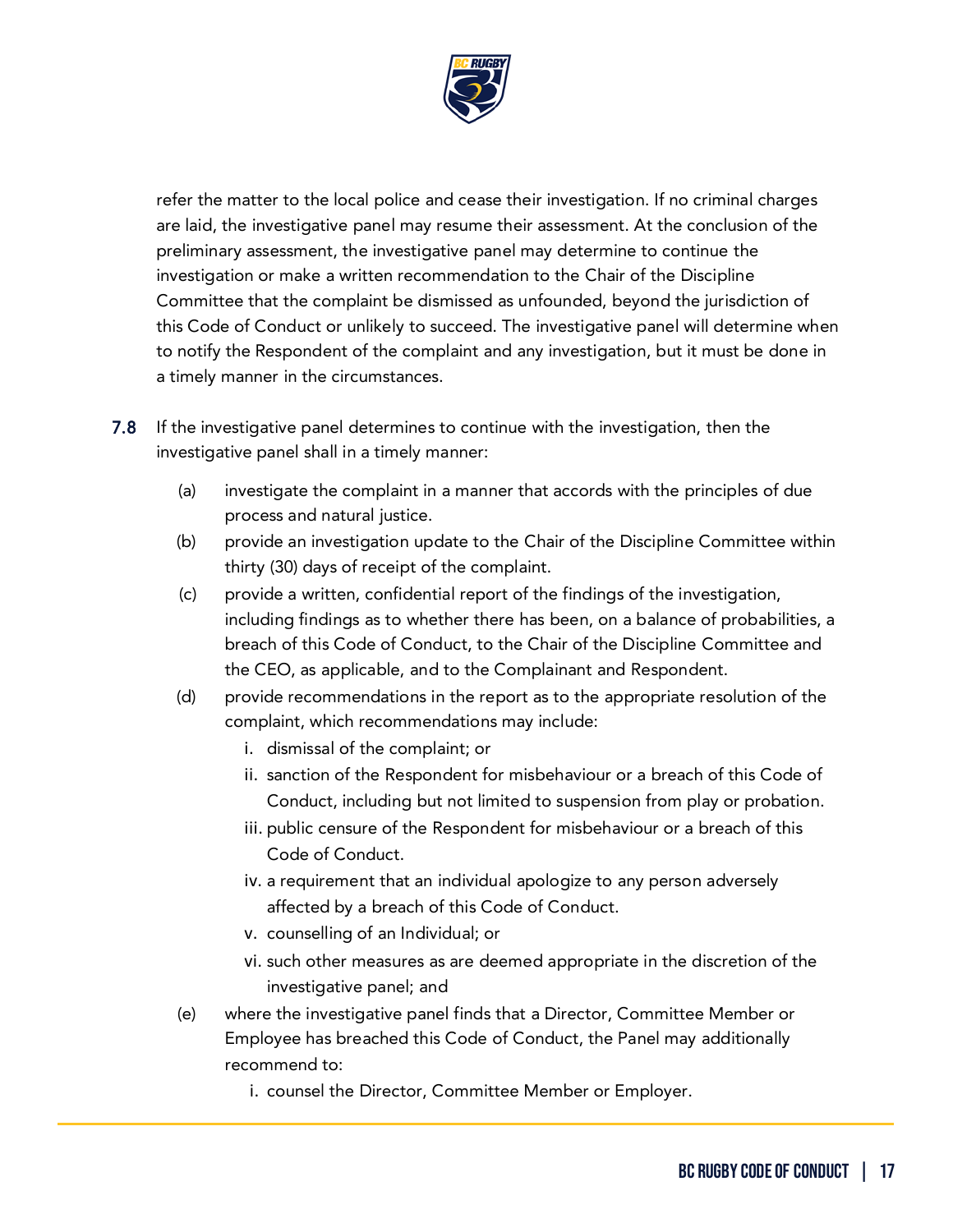refer the matter to the local police and cease their investigation. If no criminal charges are laid, the investigative panel may resume their assessment. At the conclusion of the preliminary assessment, the investigative panel may determine to continue the investigation or make a written recommendation to the Chair of the Discipline Committee that the complaint be dismissed as unfounded, beyond the jurisdiction of this Code of Conduct or unlikely to succeed. The investigative panel will determine when to notify the Respondent of the complaint and any investigation, but it must be done in a timely manner in the circumstances.

**7.8** If the investigative panel determines to continue with the investigation, then the investigative panel shall in a timely manner:

(a) investigate the complaint in a manner that accords with the principles of due process and natural justice.

(b) provide an investigation update to the Chair of the Discipline Committee within thirty (30) days of receipt of the complaint.

(c) provide a written, confidential report of the findings of the investigation, including findings as to whether there has been, on a balance of probabilities, a breach of this Code of Conduct, to the Chair of the Discipline Committee and the CEO, as applicable, and to the Complainant and Respondent.

(d) provide recommendations in the report as to the appropriate resolution of the complaint, which recommendations may include:

   i. dismissal of the complaint; or
   ii. sanction of the Respondent for misbehaviour or a breach of this Code of Conduct, including but not limited to suspension from play or probation.
   iii. public censure of the Respondent for misbehaviour or a breach of this Code of Conduct.
   iv. a requirement that an individual apologize to any person adversely affected by a breach of this Code of Conduct.
   v. counselling of an Individual; or
   vi. such other measures as are deemed appropriate in the discretion of the investigative panel; and

(e) where the investigative panel finds that a Director, Committee Member or Employee has breached this Code of Conduct, the Panel may additionally recommend to:

   i. counsel the Director, Committee Member or Employer.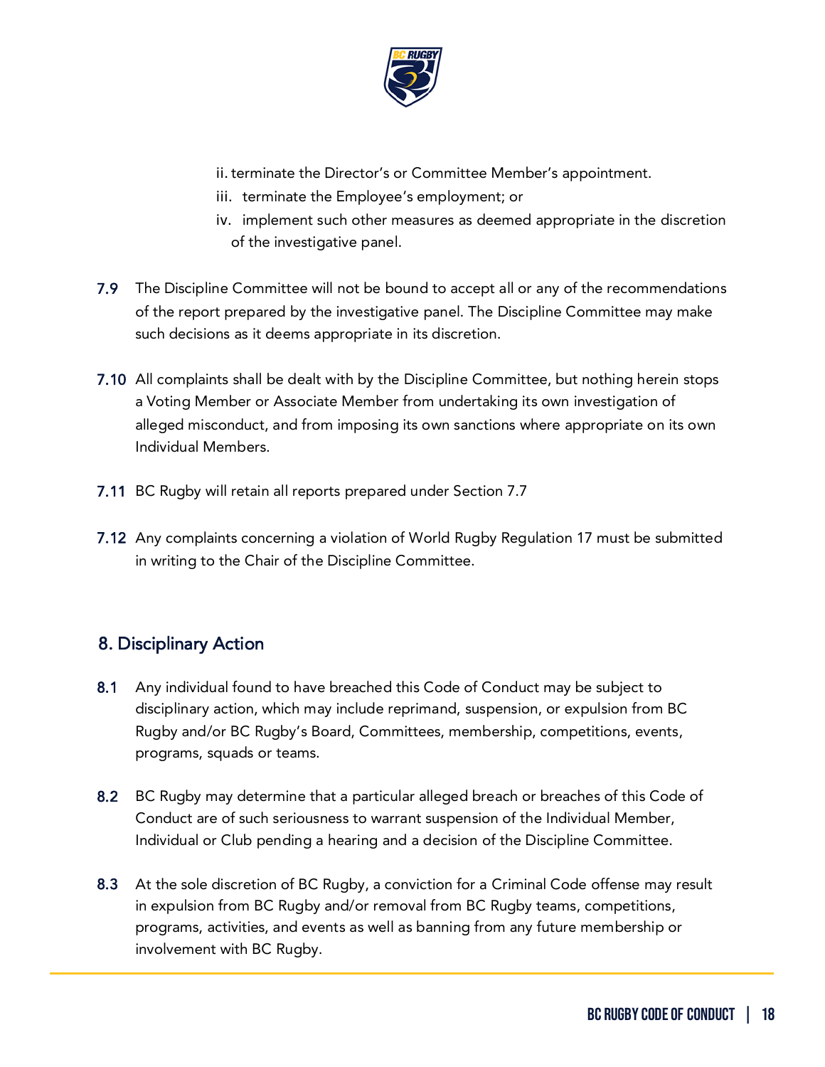ii. terminate the Director's or Committee Member's appointment.
iii. terminate the Employee's employment; or
iv. implement such other measures as deemed appropriate in the discretion of the investigative panel.

**7.9** The Discipline Committee will not be bound to accept all or any of the recommendations of the report prepared by the investigative panel. The Discipline Committee may make such decisions as it deems appropriate in its discretion.

**7.10** All complaints shall be dealt with by the Discipline Committee, but nothing herein stops a Voting Member or Associate Member from undertaking its own investigation of alleged misconduct, and from imposing its own sanctions where appropriate on its own Individual Members.

**7.11** BC Rugby will retain all reports prepared under Section 7.7

**7.12** Any complaints concerning a violation of World Rugby Regulation 17 must be submitted in writing to the Chair of the Discipline Committee.

## 8. Disciplinary Action

**8.1** Any individual found to have breached this Code of Conduct may be subject to disciplinary action, which may include reprimand, suspension, or expulsion from BC Rugby and/or BC Rugby's Board, Committees, membership, competitions, events, programs, squads or teams.

**8.2** BC Rugby may determine that a particular alleged breach or breaches of this Code of Conduct are of such seriousness to warrant suspension of the Individual Member, Individual or Club pending a hearing and a decision of the Discipline Committee.

**8.3** At the sole discretion of BC Rugby, a conviction for a Criminal Code offense may result in expulsion from BC Rugby and/or removal from BC Rugby teams, competitions, programs, activities, and events as well as banning from any future membership or involvement with BC Rugby.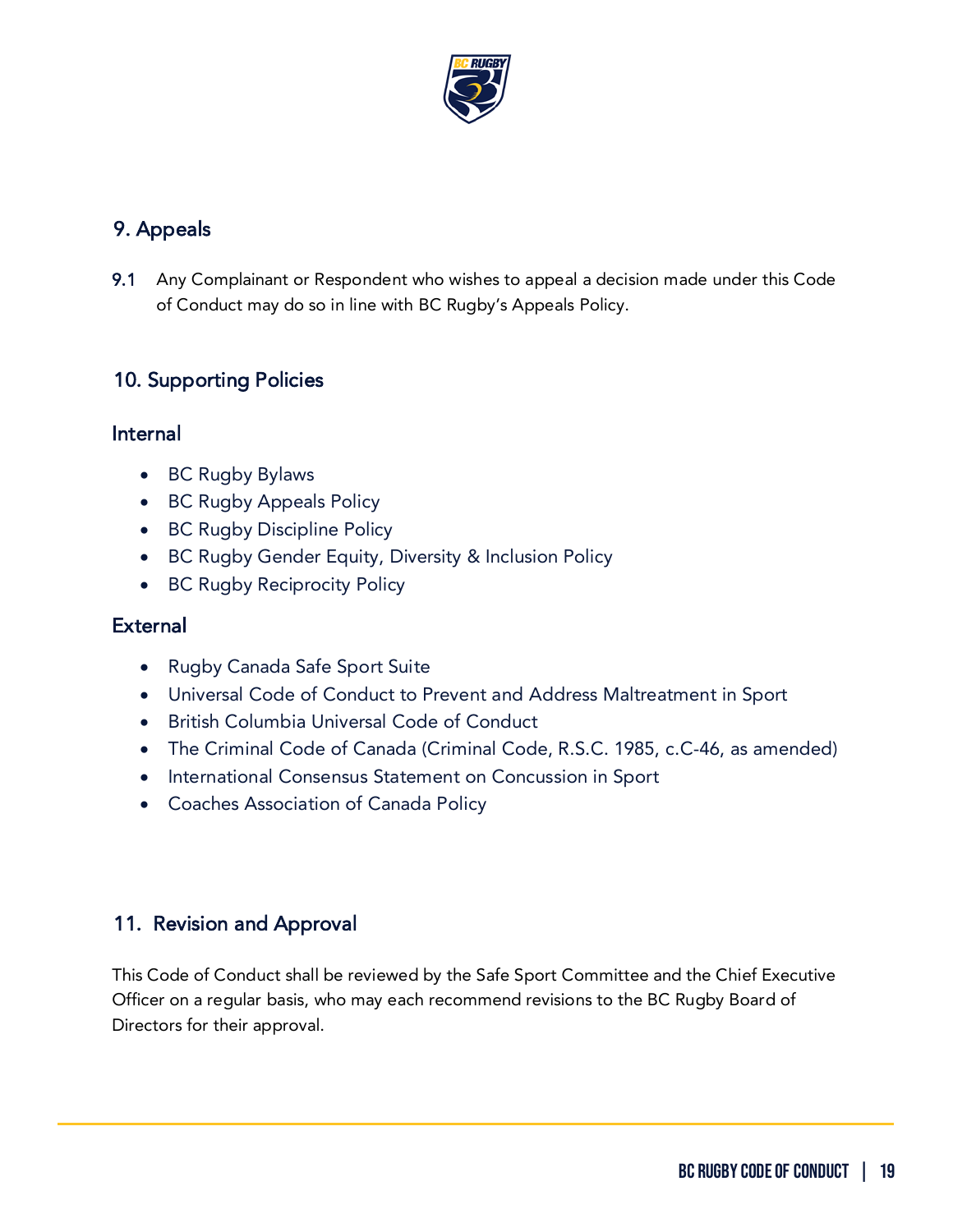## 9. Appeals

9.1 Any Complainant or Respondent who wishes to appeal a decision made under this Code of Conduct may do so in line with BC Rugby's Appeals Policy.

## 10. Supporting Policies

### Internal

- BC Rugby Bylaws
- BC Rugby Appeals Policy
- BC Rugby Discipline Policy
- BC Rugby Gender Equity, Diversity & Inclusion Policy
- BC Rugby Reciprocity Policy

### External

- Rugby Canada Safe Sport Suite
- Universal Code of Conduct to Prevent and Address Maltreatment in Sport
- British Columbia Universal Code of Conduct
- The Criminal Code of Canada (Criminal Code, R.S.C. 1985, c.C-46, as amended)
- International Consensus Statement on Concussion in Sport
- Coaches Association of Canada Policy

## 11. Revision and Approval

This Code of Conduct shall be reviewed by the Safe Sport Committee and the Chief Executive Officer on a regular basis, who may each recommend revisions to the BC Rugby Board of Directors for their approval.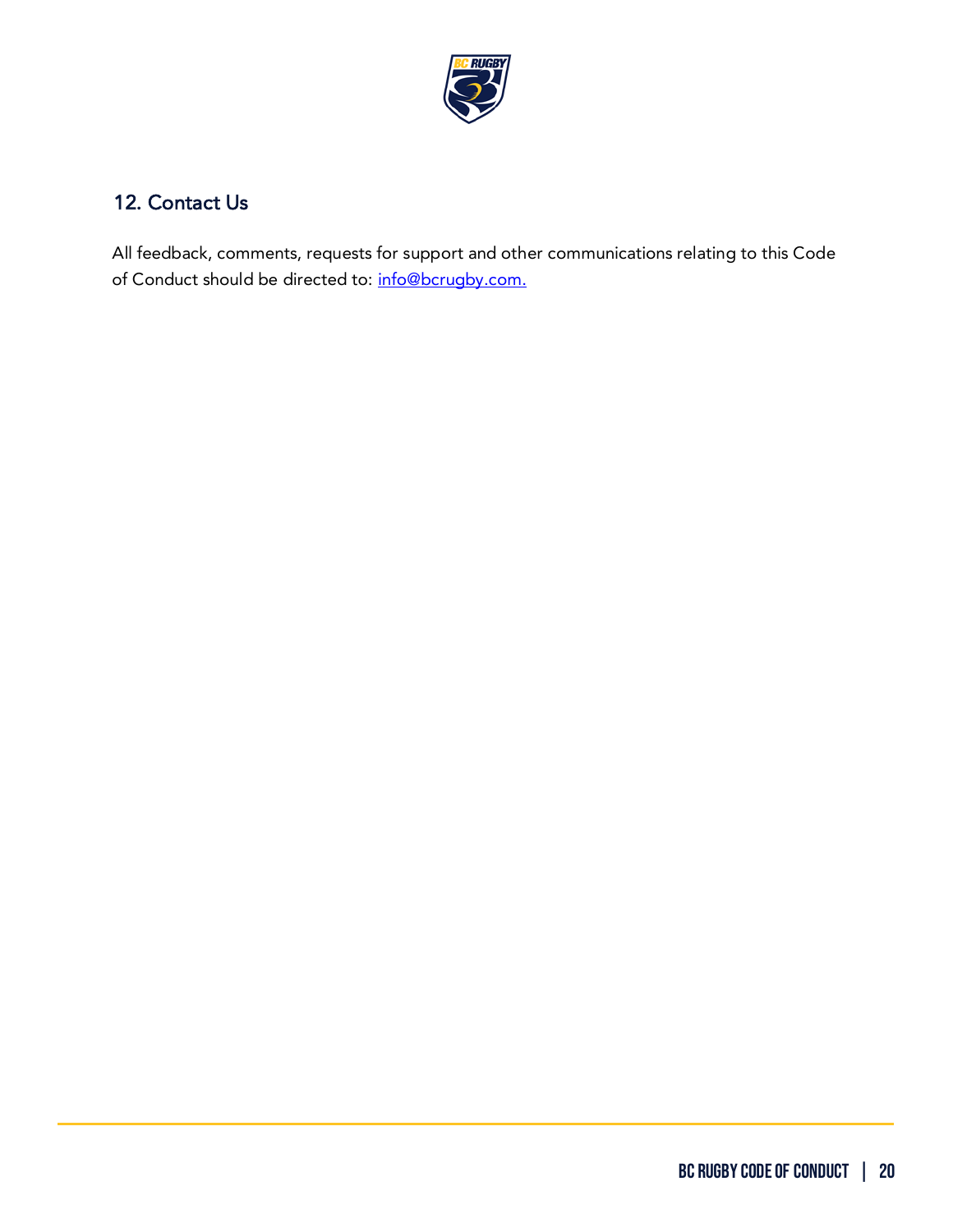## 12. Contact Us

All feedback, comments, requests for support and other communications relating to this Code of Conduct should be directed to: info@bcrugby.com.